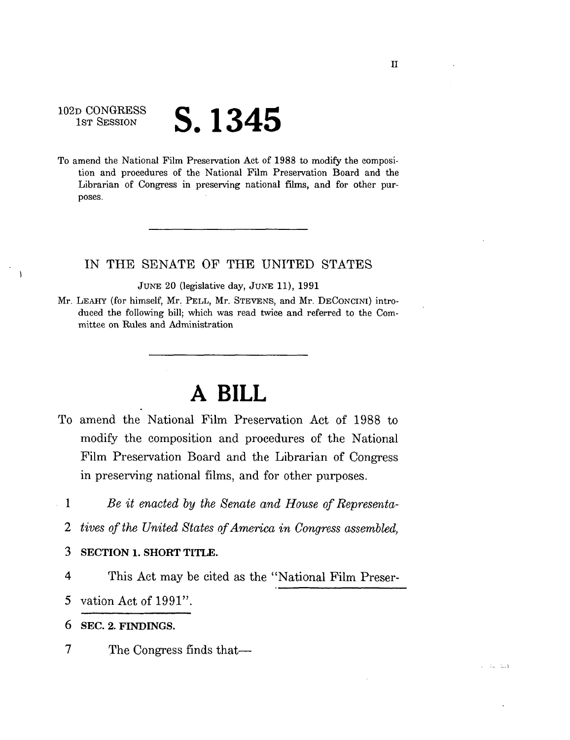II

102D CONGRESS
1ST SESSION

# S. 1345

To amend the National Film Preservation Act of 1988 to modify the composition and procedures of the National Film Preservation Board and the Librarian of Congress in preserving national films, and for other purposes.

---

IN THE SENATE OF THE UNITED STATES

JUNE 20 (legislative day, JUNE 11), 1991

Mr. LEAHY (for himself, Mr. PELL, Mr. STEVENS, and Mr. DECONCINI) introduced the following bill; which was read twice and referred to the Committee on Rules and Administration

---

# A BILL

To amend the National Film Preservation Act of 1988 to modify the composition and procedures of the National Film Preservation Board and the Librarian of Congress in preserving national films, and for other purposes.

1 *Be it enacted by the Senate and House of Representa-*
2 *tives of the United States of America in Congress assembled,*
3 **SECTION 1. SHORT TITLE.**
4 This Act may be cited as the "National Film Preser-
5 vation Act of 1991".
6 **SEC. 2. FINDINGS.**
7 The Congress finds that—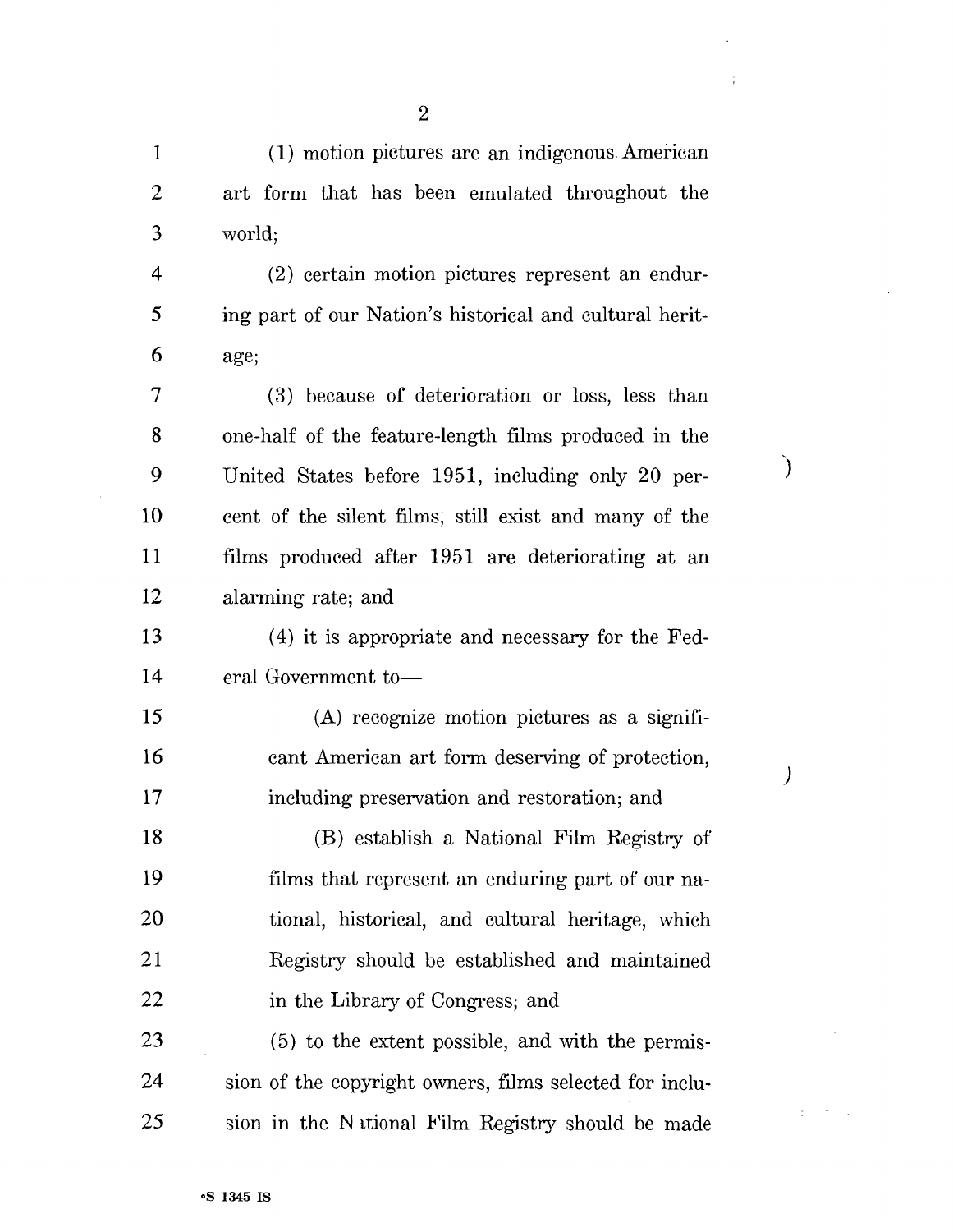(1) motion pictures are an indigenous American art form that has been emulated throughout the world;

(2) certain motion pictures represent an enduring part of our Nation's historical and cultural heritage;

(3) because of deterioration or loss, less than one-half of the feature-length films produced in the United States before 1951, including only 20 percent of the silent films, still exist and many of the films produced after 1951 are deteriorating at an alarming rate; and

(4) it is appropriate and necessary for the Federal Government to—

(A) recognize motion pictures as a significant American art form deserving of protection, including preservation and restoration; and

(B) establish a National Film Registry of films that represent an enduring part of our national, historical, and cultural heritage, which Registry should be established and maintained in the Library of Congress; and

(5) to the extent possible, and with the permission of the copyright owners, films selected for inclusion in the National Film Registry should be made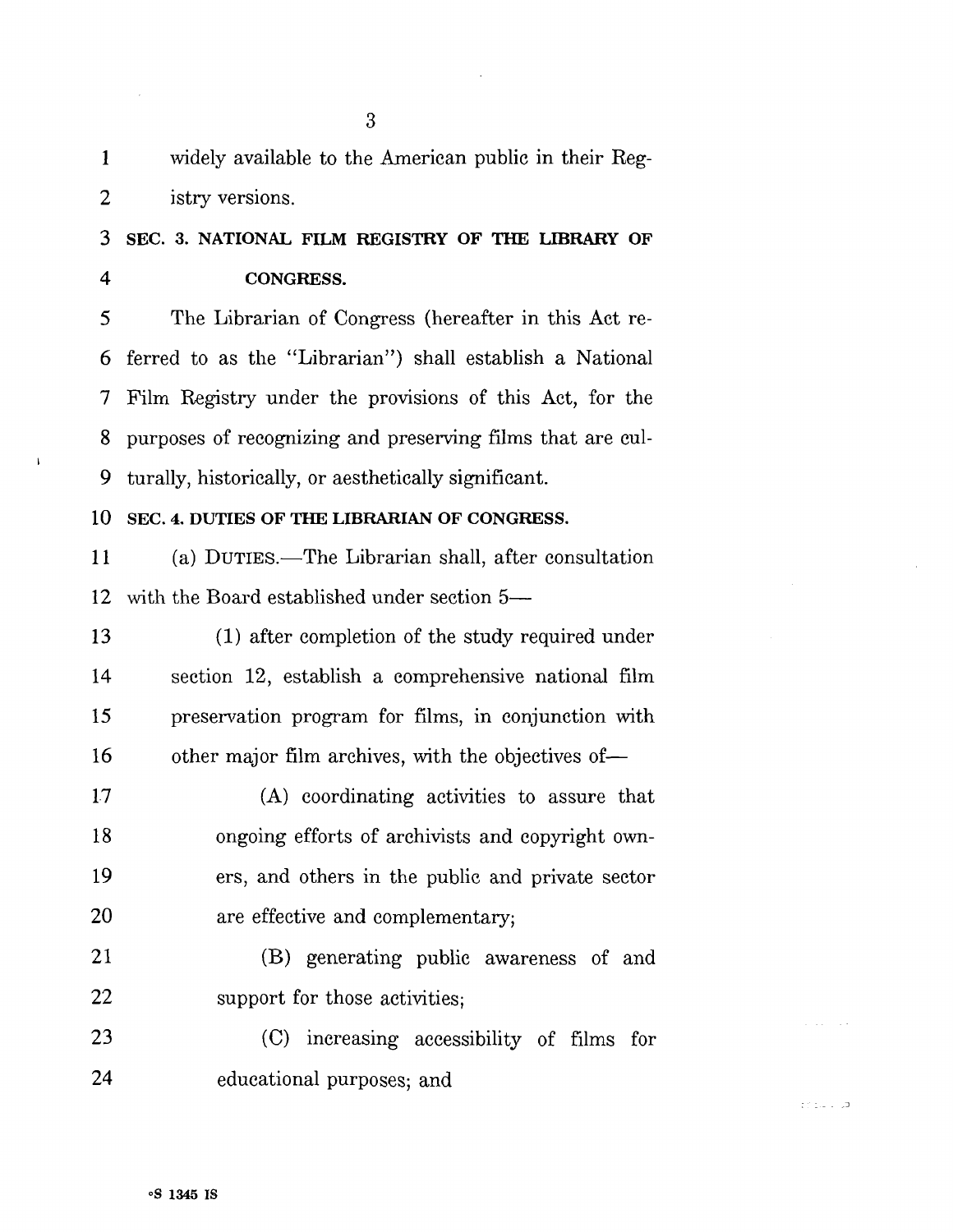widely available to the American public in their Registry versions.

### SEC. 3. NATIONAL FILM REGISTRY OF THE LIBRARY OF CONGRESS.

The Librarian of Congress (hereafter in this Act referred to as the "Librarian") shall establish a National Film Registry under the provisions of this Act, for the purposes of recognizing and preserving films that are culturally, historically, or aesthetically significant.

### SEC. 4. DUTIES OF THE LIBRARIAN OF CONGRESS.

(a) DUTIES.—The Librarian shall, after consultation with the Board established under section 5—

(1) after completion of the study required under section 12, establish a comprehensive national film preservation program for films, in conjunction with other major film archives, with the objectives of—

(A) coordinating activities to assure that ongoing efforts of archivists and copyright owners, and others in the public and private sector are effective and complementary;

(B) generating public awareness of and support for those activities;

(C) increasing accessibility of films for educational purposes; and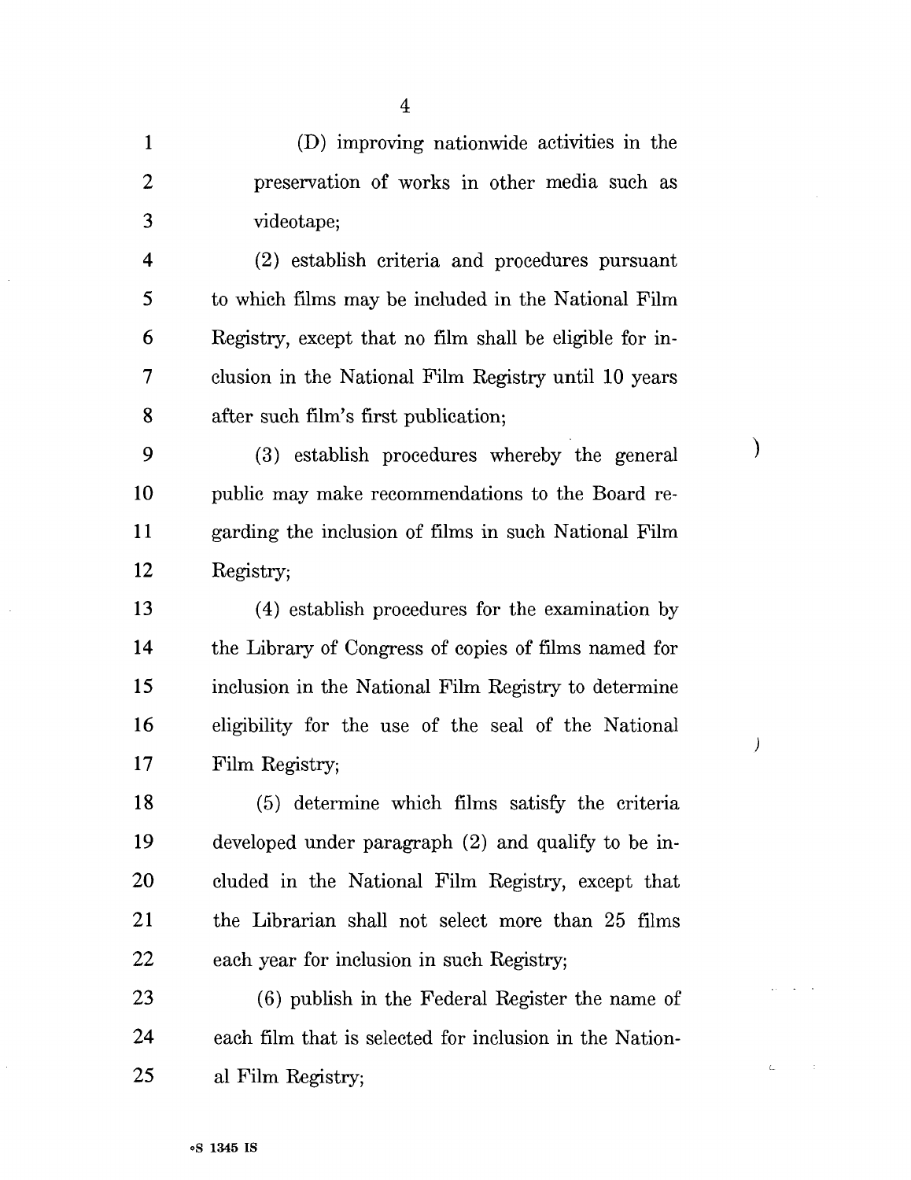(D) improving nationwide activities in the preservation of works in other media such as videotape;

(2) establish criteria and procedures pursuant to which films may be included in the National Film Registry, except that no film shall be eligible for inclusion in the National Film Registry until 10 years after such film's first publication;

(3) establish procedures whereby the general public may make recommendations to the Board regarding the inclusion of films in such National Film Registry;

(4) establish procedures for the examination by the Library of Congress of copies of films named for inclusion in the National Film Registry to determine eligibility for the use of the seal of the National Film Registry;

(5) determine which films satisfy the criteria developed under paragraph (2) and qualify to be included in the National Film Registry, except that the Librarian shall not select more than 25 films each year for inclusion in such Registry;

(6) publish in the Federal Register the name of each film that is selected for inclusion in the National Film Registry;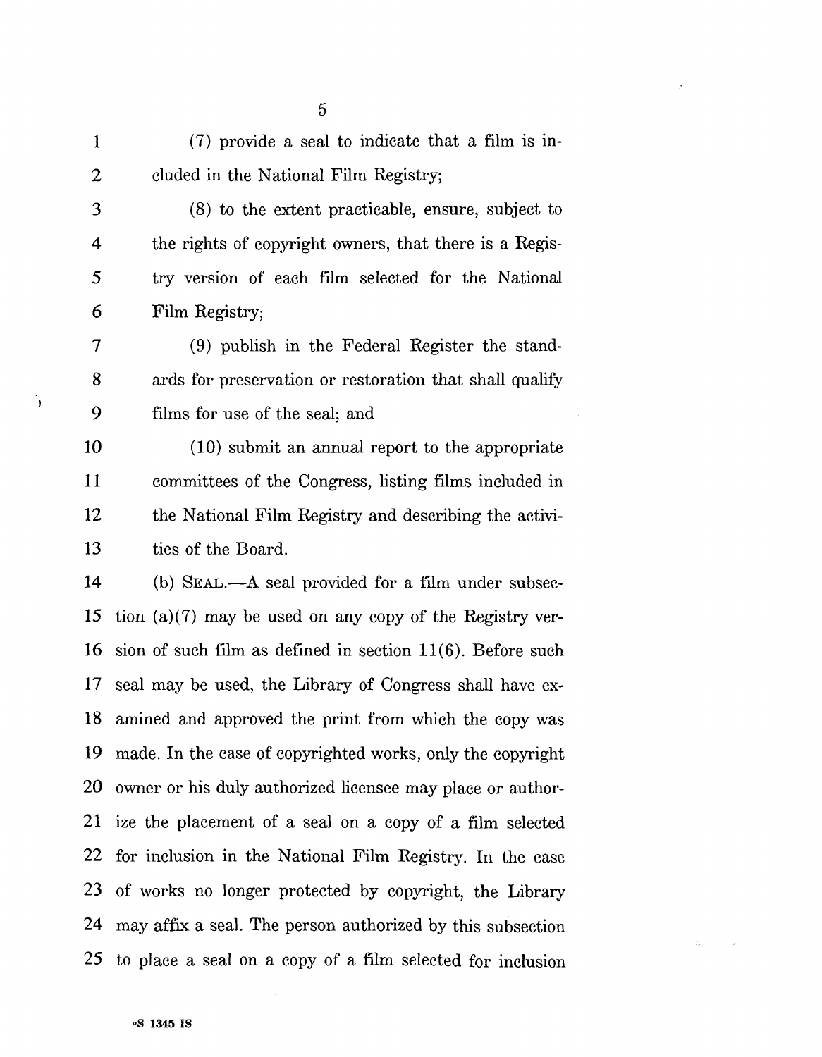(7) provide a seal to indicate that a film is included in the National Film Registry;

(8) to the extent practicable, ensure, subject to the rights of copyright owners, that there is a Registry version of each film selected for the National Film Registry;

(9) publish in the Federal Register the standards for preservation or restoration that shall qualify films for use of the seal; and

(10) submit an annual report to the appropriate committees of the Congress, listing films included in the National Film Registry and describing the activities of the Board.

(b) SEAL.—A seal provided for a film under subsection (a)(7) may be used on any copy of the Registry version of such film as defined in section 11(6). Before such seal may be used, the Library of Congress shall have examined and approved the print from which the copy was made. In the case of copyrighted works, only the copyright owner or his duly authorized licensee may place or authorize the placement of a seal on a copy of a film selected for inclusion in the National Film Registry. In the case of works no longer protected by copyright, the Library may affix a seal. The person authorized by this subsection to place a seal on a copy of a film selected for inclusion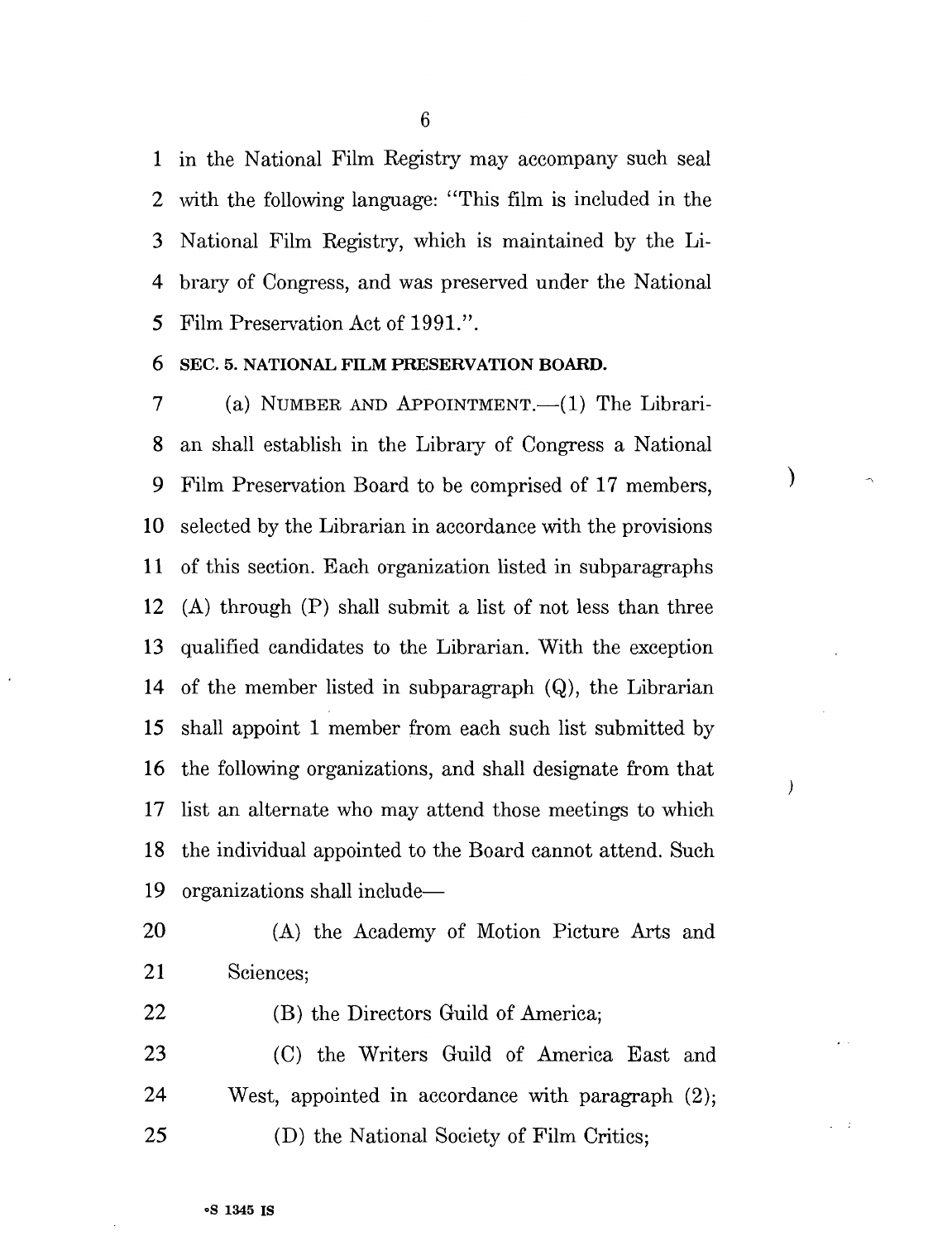in the National Film Registry may accompany such seal with the following language: "This film is included in the National Film Registry, which is maintained by the Library of Congress, and was preserved under the National Film Preservation Act of 1991.".

**SEC. 5. NATIONAL FILM PRESERVATION BOARD.**

(a) NUMBER AND APPOINTMENT.—(1) The Librarian shall establish in the Library of Congress a National Film Preservation Board to be comprised of 17 members, selected by the Librarian in accordance with the provisions of this section. Each organization listed in subparagraphs (A) through (P) shall submit a list of not less than three qualified candidates to the Librarian. With the exception of the member listed in subparagraph (Q), the Librarian shall appoint 1 member from each such list submitted by the following organizations, and shall designate from that list an alternate who may attend those meetings to which the individual appointed to the Board cannot attend. Such organizations shall include—

(A) the Academy of Motion Picture Arts and Sciences;

(B) the Directors Guild of America;

(C) the Writers Guild of America East and West, appointed in accordance with paragraph (2);

(D) the National Society of Film Critics;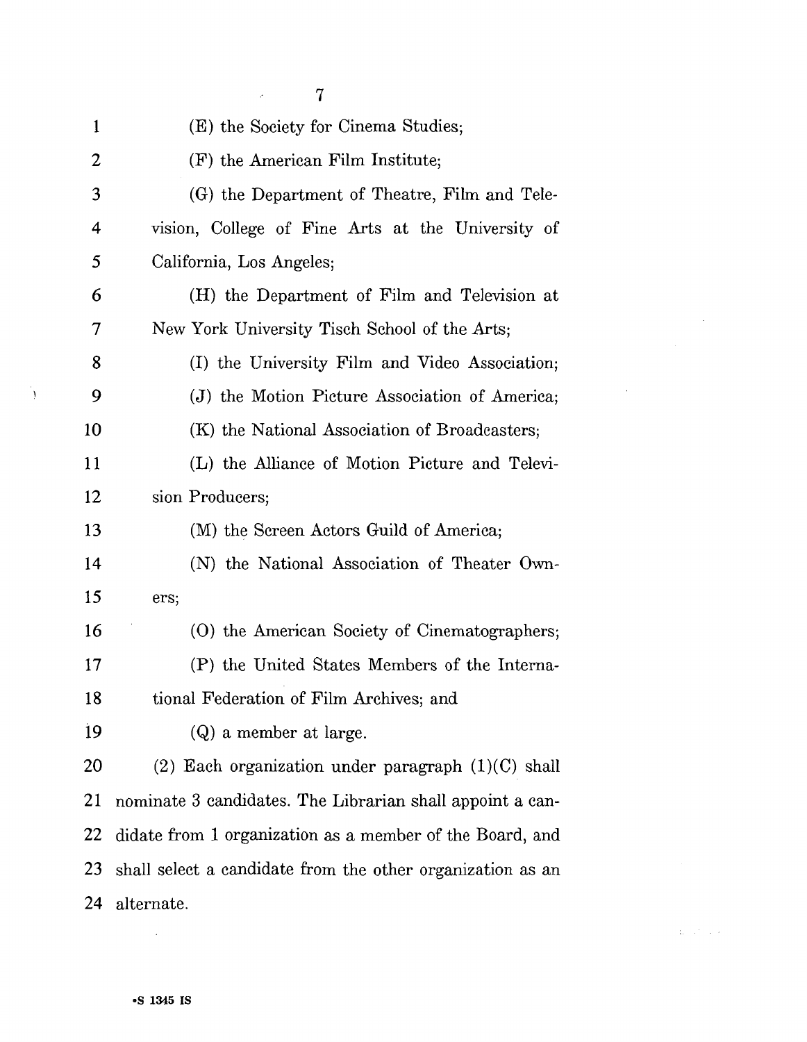(E) the Society for Cinema Studies;

(F) the American Film Institute;

(G) the Department of Theatre, Film and Television, College of Fine Arts at the University of California, Los Angeles;

(H) the Department of Film and Television at New York University Tisch School of the Arts;

(I) the University Film and Video Association;

(J) the Motion Picture Association of America;

(K) the National Association of Broadcasters;

(L) the Alliance of Motion Picture and Television Producers;

(M) the Screen Actors Guild of America;

(N) the National Association of Theater Owners;

(O) the American Society of Cinematographers;

(P) the United States Members of the International Federation of Film Archives; and

(Q) a member at large.

(2) Each organization under paragraph (1)(C) shall nominate 3 candidates. The Librarian shall appoint a candidate from 1 organization as a member of the Board, and shall select a candidate from the other organization as an alternate.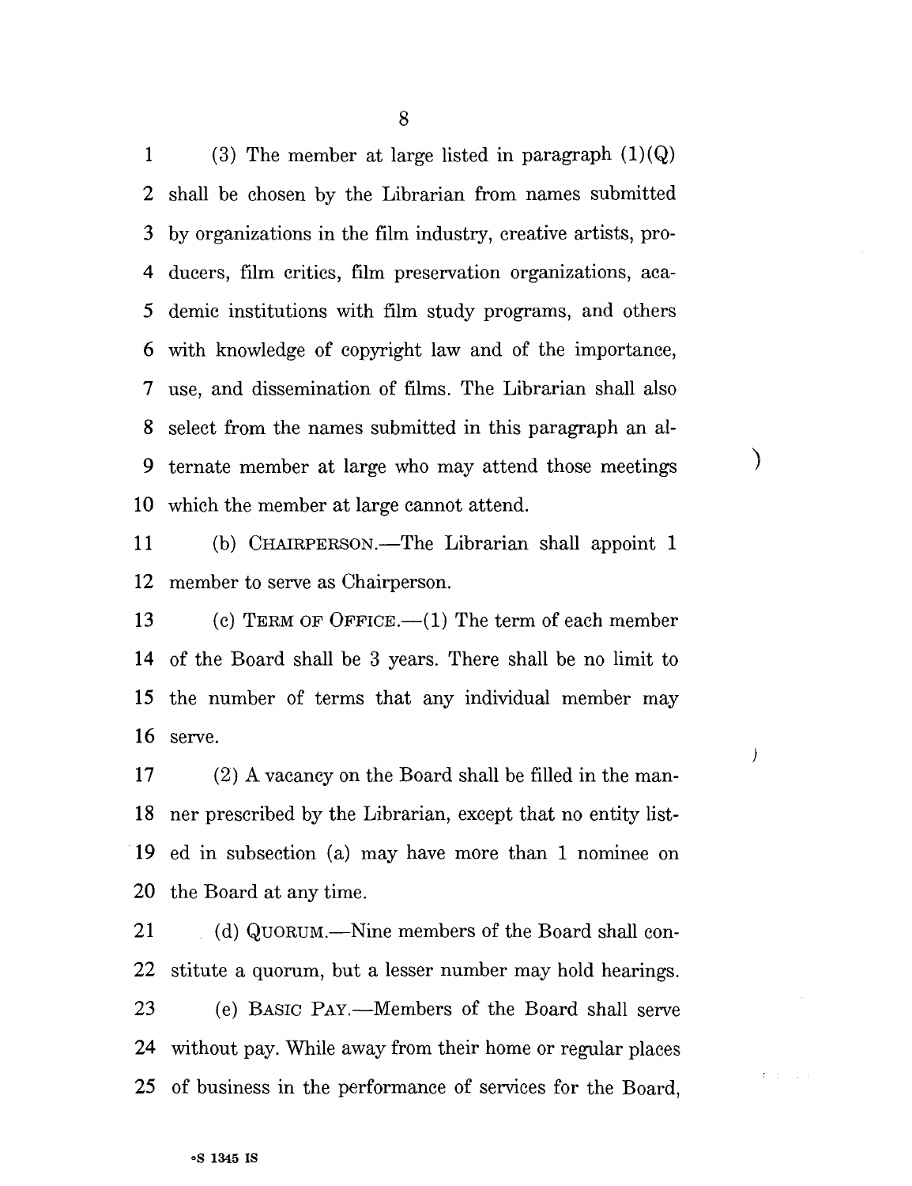(3) The member at large listed in paragraph (1)(Q) shall be chosen by the Librarian from names submitted by organizations in the film industry, creative artists, producers, film critics, film preservation organizations, academic institutions with film study programs, and others with knowledge of copyright law and of the importance, use, and dissemination of films. The Librarian shall also select from the names submitted in this paragraph an alternate member at large who may attend those meetings which the member at large cannot attend.

(b) CHAIRPERSON.—The Librarian shall appoint 1 member to serve as Chairperson.

(c) TERM OF OFFICE.—(1) The term of each member of the Board shall be 3 years. There shall be no limit to the number of terms that any individual member may serve.

(2) A vacancy on the Board shall be filled in the manner prescribed by the Librarian, except that no entity listed in subsection (a) may have more than 1 nominee on the Board at any time.

(d) QUORUM.—Nine members of the Board shall constitute a quorum, but a lesser number may hold hearings.

(e) BASIC PAY.—Members of the Board shall serve without pay. While away from their home or regular places of business in the performance of services for the Board,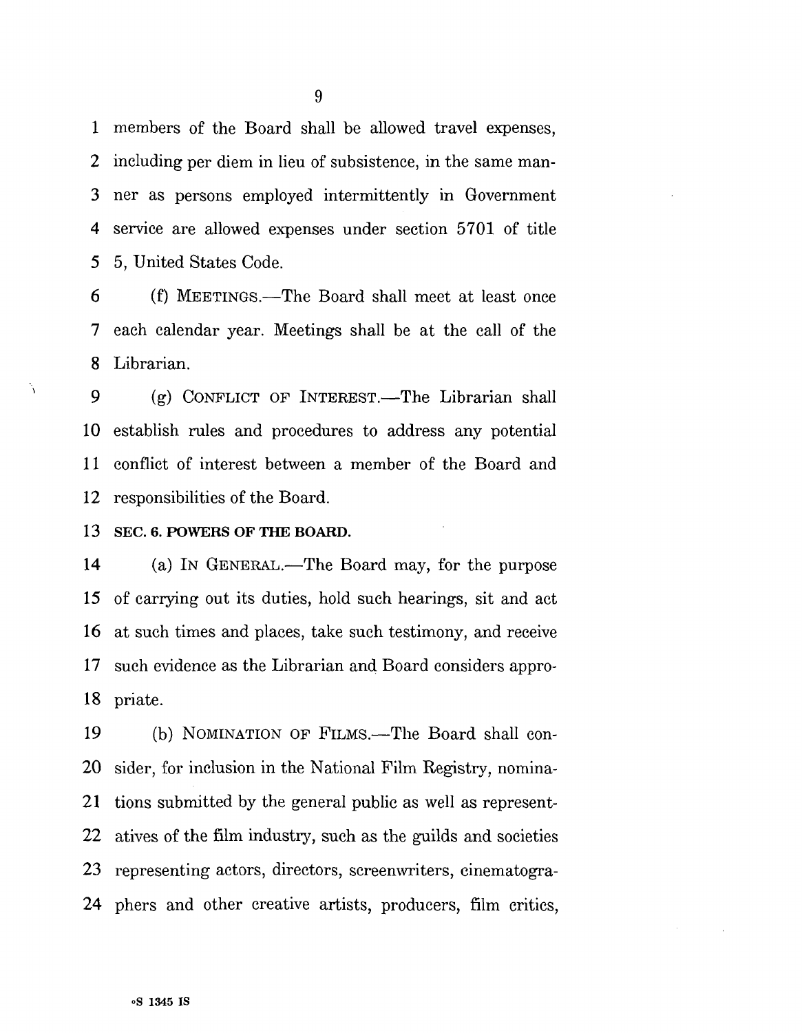members of the Board shall be allowed travel expenses, including per diem in lieu of subsistence, in the same manner as persons employed intermittently in Government service are allowed expenses under section 5701 of title 5, United States Code.

(f) MEETINGS.—The Board shall meet at least once each calendar year. Meetings shall be at the call of the Librarian.

(g) CONFLICT OF INTEREST.—The Librarian shall establish rules and procedures to address any potential conflict of interest between a member of the Board and responsibilities of the Board.

**SEC. 6. POWERS OF THE BOARD.**

(a) IN GENERAL.—The Board may, for the purpose of carrying out its duties, hold such hearings, sit and act at such times and places, take such testimony, and receive such evidence as the Librarian and Board considers appropriate.

(b) NOMINATION OF FILMS.—The Board shall consider, for inclusion in the National Film Registry, nominations submitted by the general public as well as representatives of the film industry, such as the guilds and societies representing actors, directors, screenwriters, cinematographers and other creative artists, producers, film critics,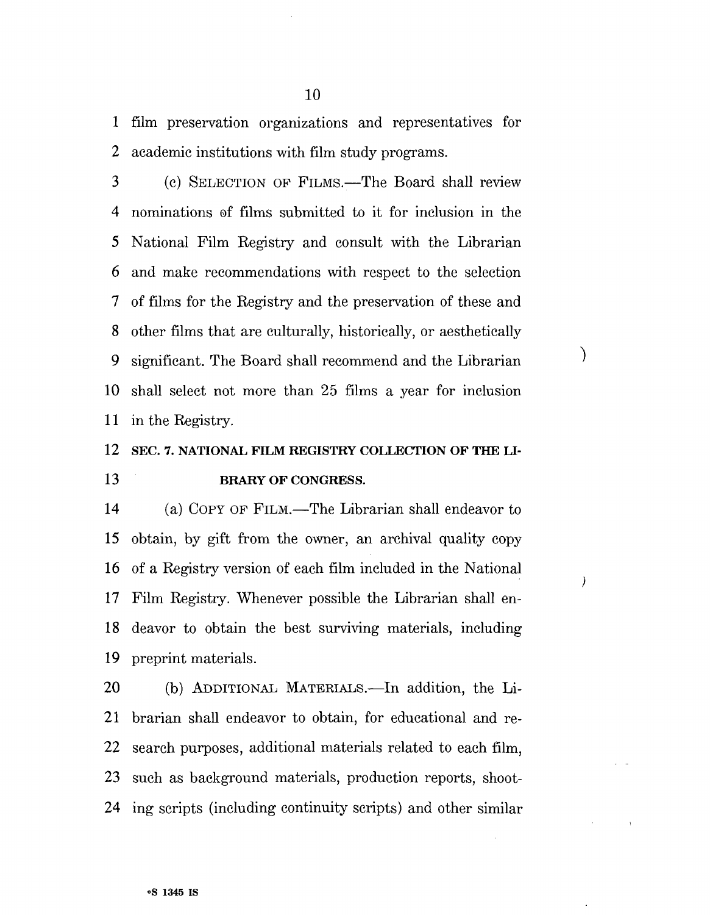film preservation organizations and representatives for academic institutions with film study programs.

(c) SELECTION OF FILMS.—The Board shall review nominations of films submitted to it for inclusion in the National Film Registry and consult with the Librarian and make recommendations with respect to the selection of films for the Registry and the preservation of these and other films that are culturally, historically, or aesthetically significant. The Board shall recommend and the Librarian shall select not more than 25 films a year for inclusion in the Registry.

## SEC. 7. NATIONAL FILM REGISTRY COLLECTION OF THE LIBRARY OF CONGRESS.

(a) COPY OF FILM.—The Librarian shall endeavor to obtain, by gift from the owner, an archival quality copy of a Registry version of each film included in the National Film Registry. Whenever possible the Librarian shall endeavor to obtain the best surviving materials, including preprint materials.

(b) ADDITIONAL MATERIALS.—In addition, the Librarian shall endeavor to obtain, for educational and research purposes, additional materials related to each film, such as background materials, production reports, shooting scripts (including continuity scripts) and other similar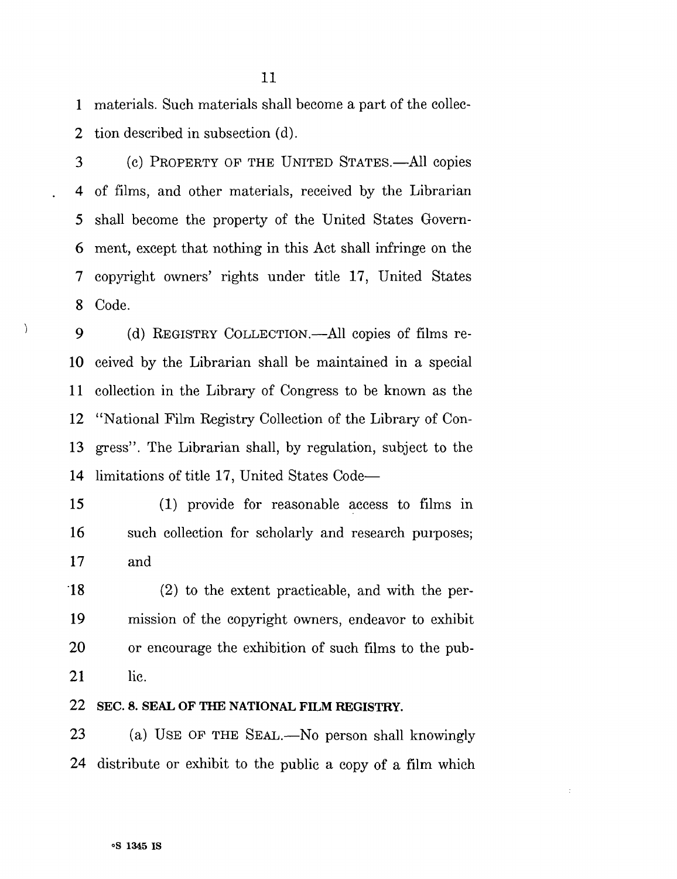materials. Such materials shall become a part of the collection described in subsection (d).

(c) PROPERTY OF THE UNITED STATES.—All copies of films, and other materials, received by the Librarian shall become the property of the United States Government, except that nothing in this Act shall infringe on the copyright owners' rights under title 17, United States Code.

(d) REGISTRY COLLECTION.—All copies of films received by the Librarian shall be maintained in a special collection in the Library of Congress to be known as the "National Film Registry Collection of the Library of Congress". The Librarian shall, by regulation, subject to the limitations of title 17, United States Code—

(1) provide for reasonable access to films in such collection for scholarly and research purposes; and

(2) to the extent practicable, and with the permission of the copyright owners, endeavor to exhibit or encourage the exhibition of such films to the public.

**SEC. 8. SEAL OF THE NATIONAL FILM REGISTRY.**

(a) USE OF THE SEAL.—No person shall knowingly distribute or exhibit to the public a copy of a film which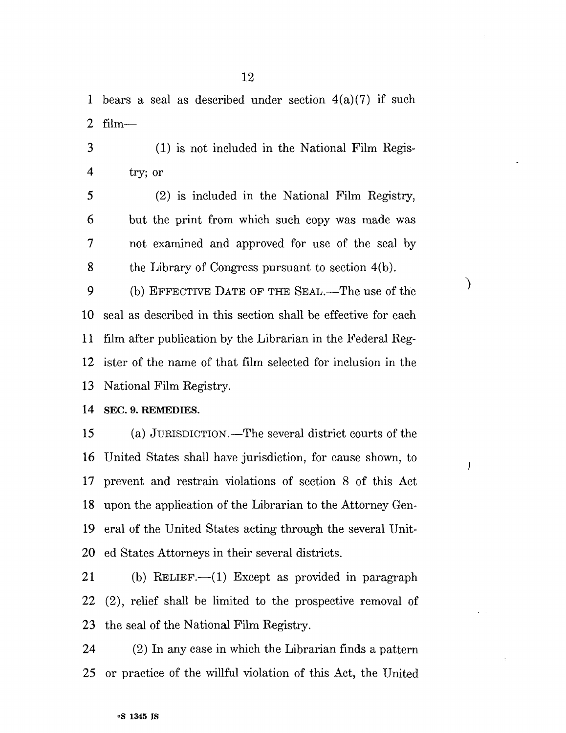bears a seal as described under section 4(a)(7) if such film—

(1) is not included in the National Film Registry; or

(2) is included in the National Film Registry, but the print from which such copy was made was not examined and approved for use of the seal by the Library of Congress pursuant to section 4(b).

(b) EFFECTIVE DATE OF THE SEAL.—The use of the seal as described in this section shall be effective for each film after publication by the Librarian in the Federal Register of the name of that film selected for inclusion in the National Film Registry.

**SEC. 9. REMEDIES.**

(a) JURISDICTION.—The several district courts of the United States shall have jurisdiction, for cause shown, to prevent and restrain violations of section 8 of this Act upon the application of the Librarian to the Attorney General of the United States acting through the several United States Attorneys in their several districts.

(b) RELIEF.—(1) Except as provided in paragraph (2), relief shall be limited to the prospective removal of the seal of the National Film Registry.

(2) In any case in which the Librarian finds a pattern or practice of the willful violation of this Act, the United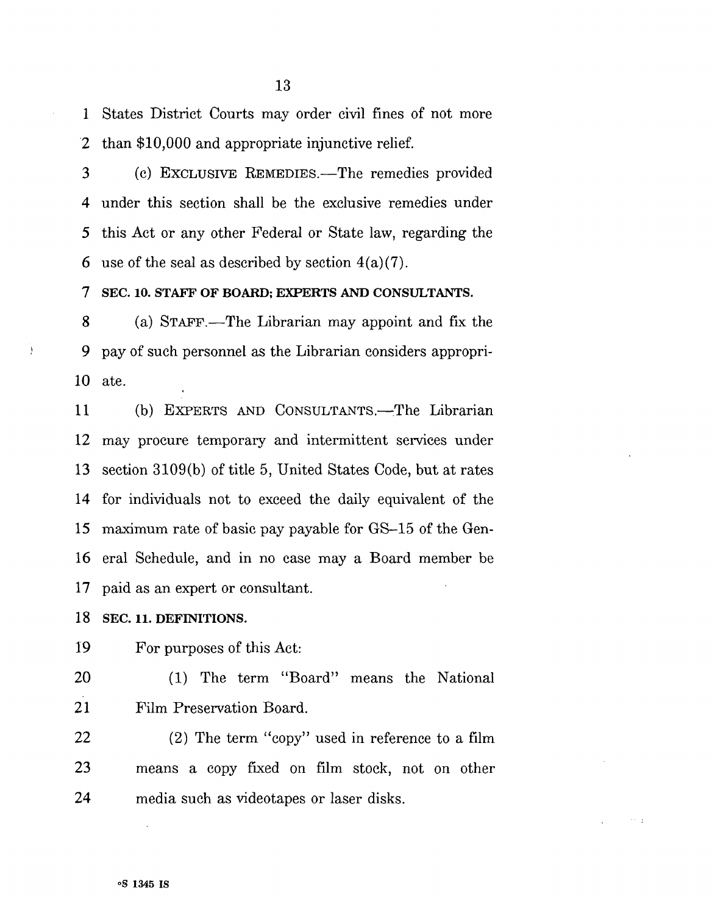States District Courts may order civil fines of not more than $10,000 and appropriate injunctive relief.

(c) EXCLUSIVE REMEDIES.—The remedies provided under this section shall be the exclusive remedies under this Act or any other Federal or State law, regarding the use of the seal as described by section 4(a)(7).

**SEC. 10. STAFF OF BOARD; EXPERTS AND CONSULTANTS.**

(a) STAFF.—The Librarian may appoint and fix the pay of such personnel as the Librarian considers appropriate.

(b) EXPERTS AND CONSULTANTS.—The Librarian may procure temporary and intermittent services under section 3109(b) of title 5, United States Code, but at rates for individuals not to exceed the daily equivalent of the maximum rate of basic pay payable for GS–15 of the General Schedule, and in no case may a Board member be paid as an expert or consultant.

**SEC. 11. DEFINITIONS.**

For purposes of this Act:

(1) The term "Board" means the National Film Preservation Board.

(2) The term "copy" used in reference to a film means a copy fixed on film stock, not on other media such as videotapes or laser disks.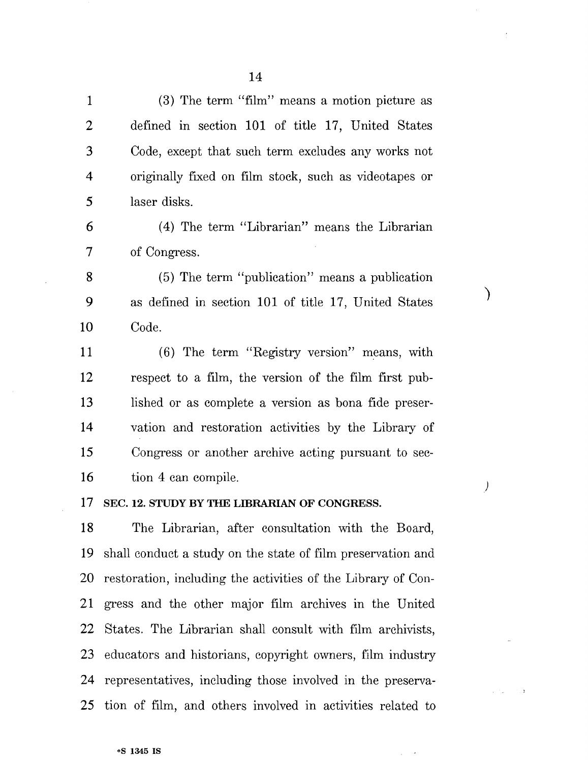(3) The term "film" means a motion picture as defined in section 101 of title 17, United States Code, except that such term excludes any works not originally fixed on film stock, such as videotapes or laser disks.

(4) The term "Librarian" means the Librarian of Congress.

(5) The term "publication" means a publication as defined in section 101 of title 17, United States Code.

(6) The term "Registry version" means, with respect to a film, the version of the film first published or as complete a version as bona fide preservation and restoration activities by the Library of Congress or another archive acting pursuant to section 4 can compile.

### SEC. 12. STUDY BY THE LIBRARIAN OF CONGRESS.

The Librarian, after consultation with the Board, shall conduct a study on the state of film preservation and restoration, including the activities of the Library of Congress and the other major film archives in the United States. The Librarian shall consult with film archivists, educators and historians, copyright owners, film industry representatives, including those involved in the preservation of film, and others involved in activities related to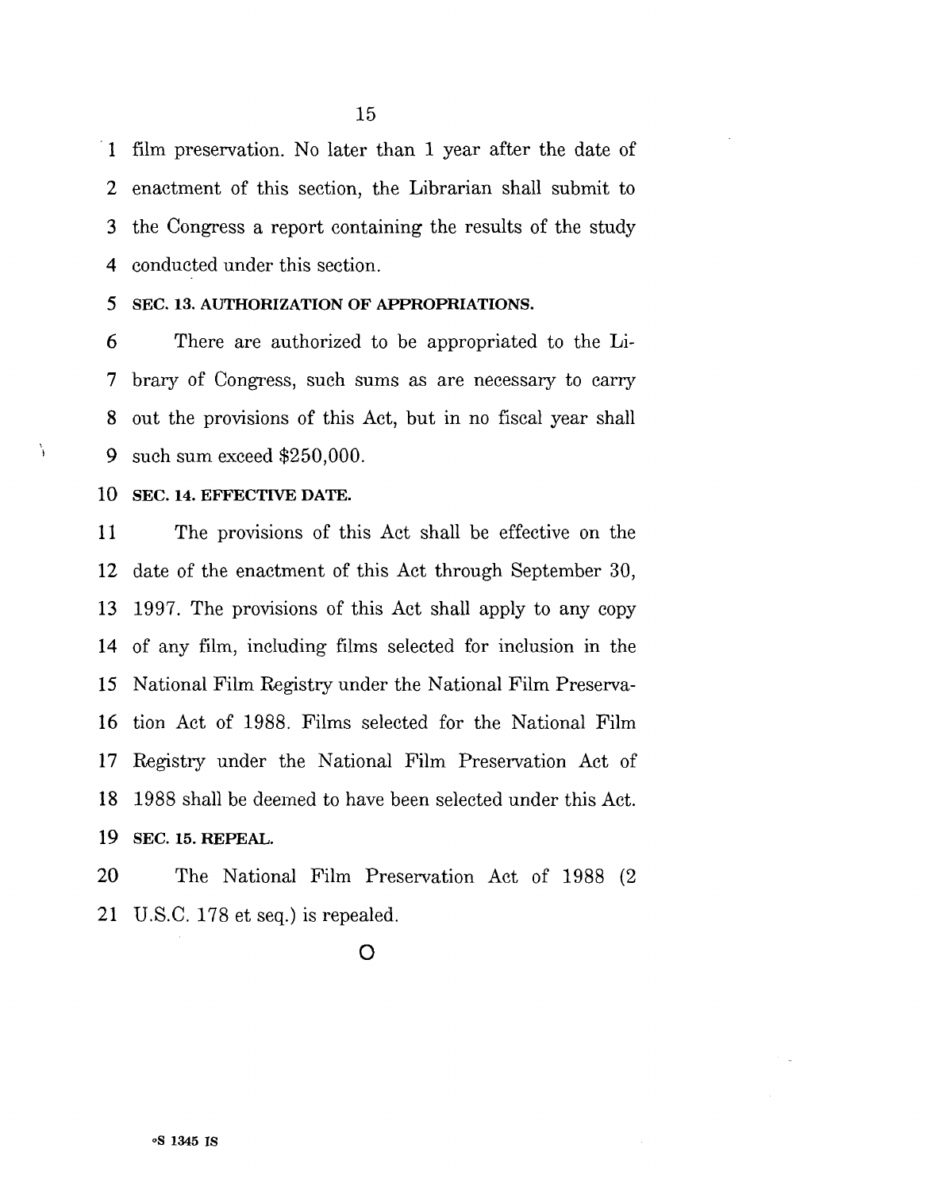film preservation. No later than 1 year after the date of enactment of this section, the Librarian shall submit to the Congress a report containing the results of the study conducted under this section.

**SEC. 13. AUTHORIZATION OF APPROPRIATIONS.**

There are authorized to be appropriated to the Library of Congress, such sums as are necessary to carry out the provisions of this Act, but in no fiscal year shall such sum exceed $250,000.

**SEC. 14. EFFECTIVE DATE.**

The provisions of this Act shall be effective on the date of the enactment of this Act through September 30, 1997. The provisions of this Act shall apply to any copy of any film, including films selected for inclusion in the National Film Registry under the National Film Preservation Act of 1988. Films selected for the National Film Registry under the National Film Preservation Act of 1988 shall be deemed to have been selected under this Act.

**SEC. 15. REPEAL.**

The National Film Preservation Act of 1988 (2 U.S.C. 178 et seq.) is repealed.

O